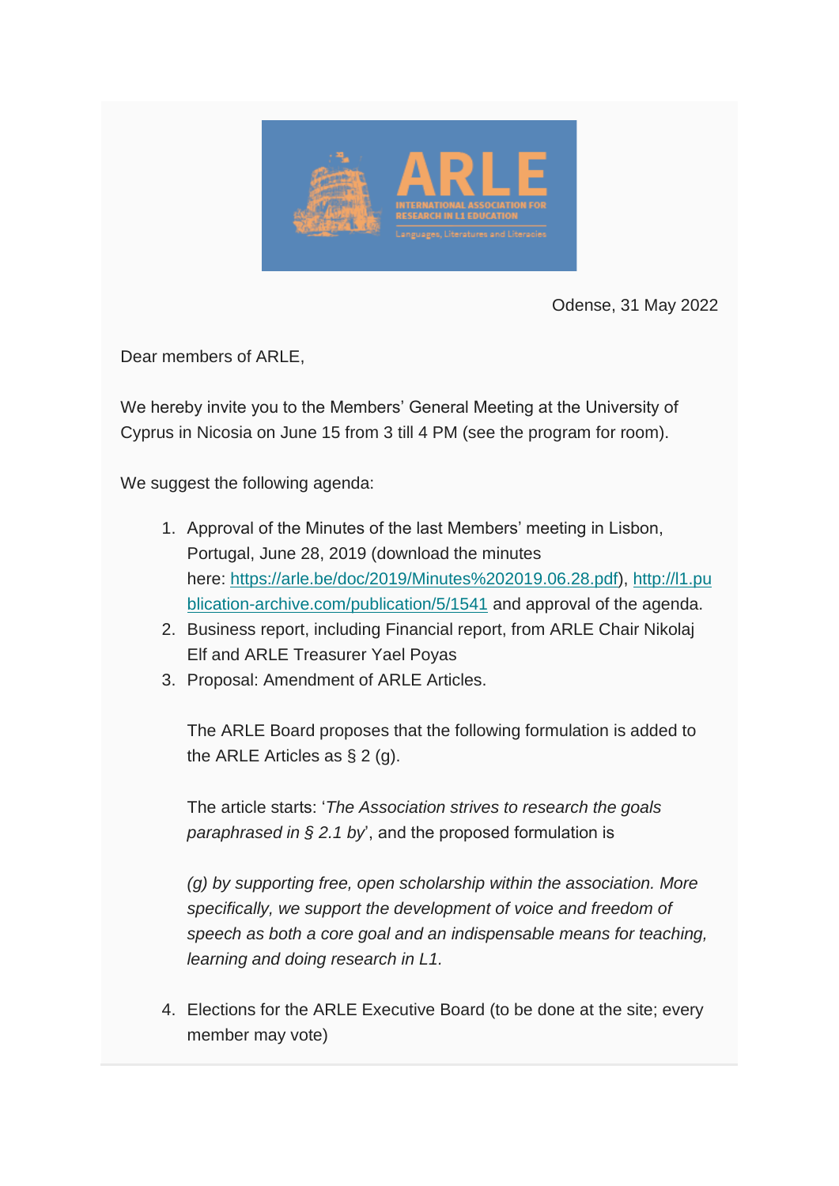Odense, 31 May 2022

Dear members of ARLE,

We hereby invite you to the Members' General Meeting at the University of Cyprus in Nicosia on June 15 from 3 till 4 PM (see the program for room).

We suggest the following agenda:

1. Approval of the Minutes of the last Members' meeting in Lisbon, Portugal, June 28, 2019 (download the minutes here: [https://arle.be/doc/2019/Minutes%202019.06.28.pdf](https://arle.be/doc/2019/Minutes%202019.06.28.pdf)), [http://l1.publication-archive.com/publication/5/1541](http://l1.publication-archive.com/publication/5/1541) and approval of the agenda.
2. Business report, including Financial report, from ARLE Chair Nikolaj Elf and ARLE Treasurer Yael Poyas
3. Proposal: Amendment of ARLE Articles.

   The ARLE Board proposes that the following formulation is added to the ARLE Articles as § 2 (g).

   The article starts: '*The Association strives to research the goals paraphrased in § 2.1 by*', and the proposed formulation is

   *(g) by supporting free, open scholarship within the association. More specifically, we support the development of voice and freedom of speech as both a core goal and an indispensable means for teaching, learning and doing research in L1.*

4. Elections for the ARLE Executive Board (to be done at the site; every member may vote)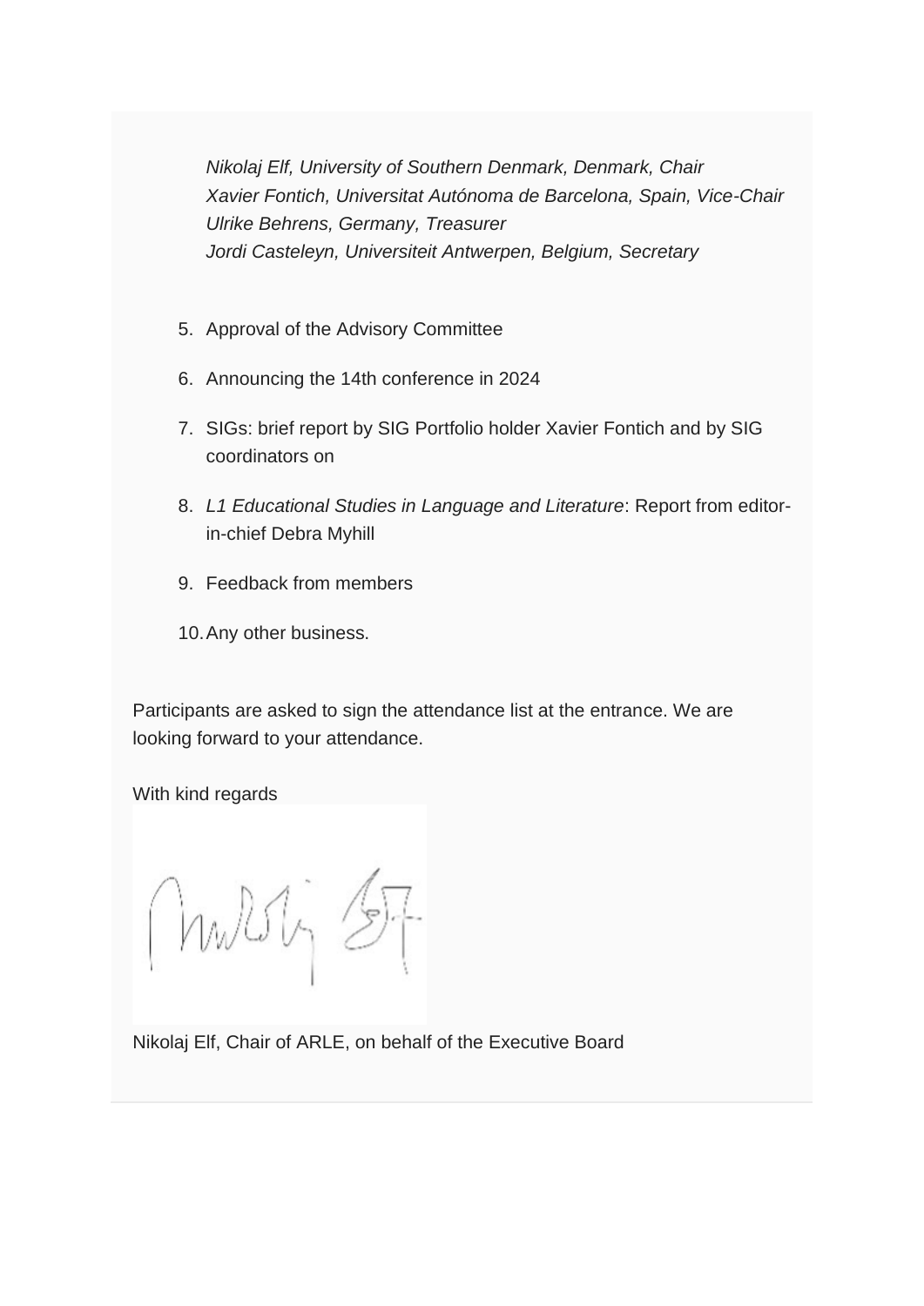*Nikolaj Elf, University of Southern Denmark, Denmark, Chair*
*Xavier Fontich, Universitat Autónoma de Barcelona, Spain, Vice-Chair*
*Ulrike Behrens, Germany, Treasurer*
*Jordi Casteleyn, Universiteit Antwerpen, Belgium, Secretary*

5. Approval of the Advisory Committee
6. Announcing the 14th conference in 2024
7. SIGs: brief report by SIG Portfolio holder Xavier Fontich and by SIG coordinators on
8. *L1 Educational Studies in Language and Literature*: Report from editor-in-chief Debra Myhill
9. Feedback from members
10. Any other business.

Participants are asked to sign the attendance list at the entrance. We are looking forward to your attendance.

With kind regards

Nikolaj Elf, Chair of ARLE, on behalf of the Executive Board